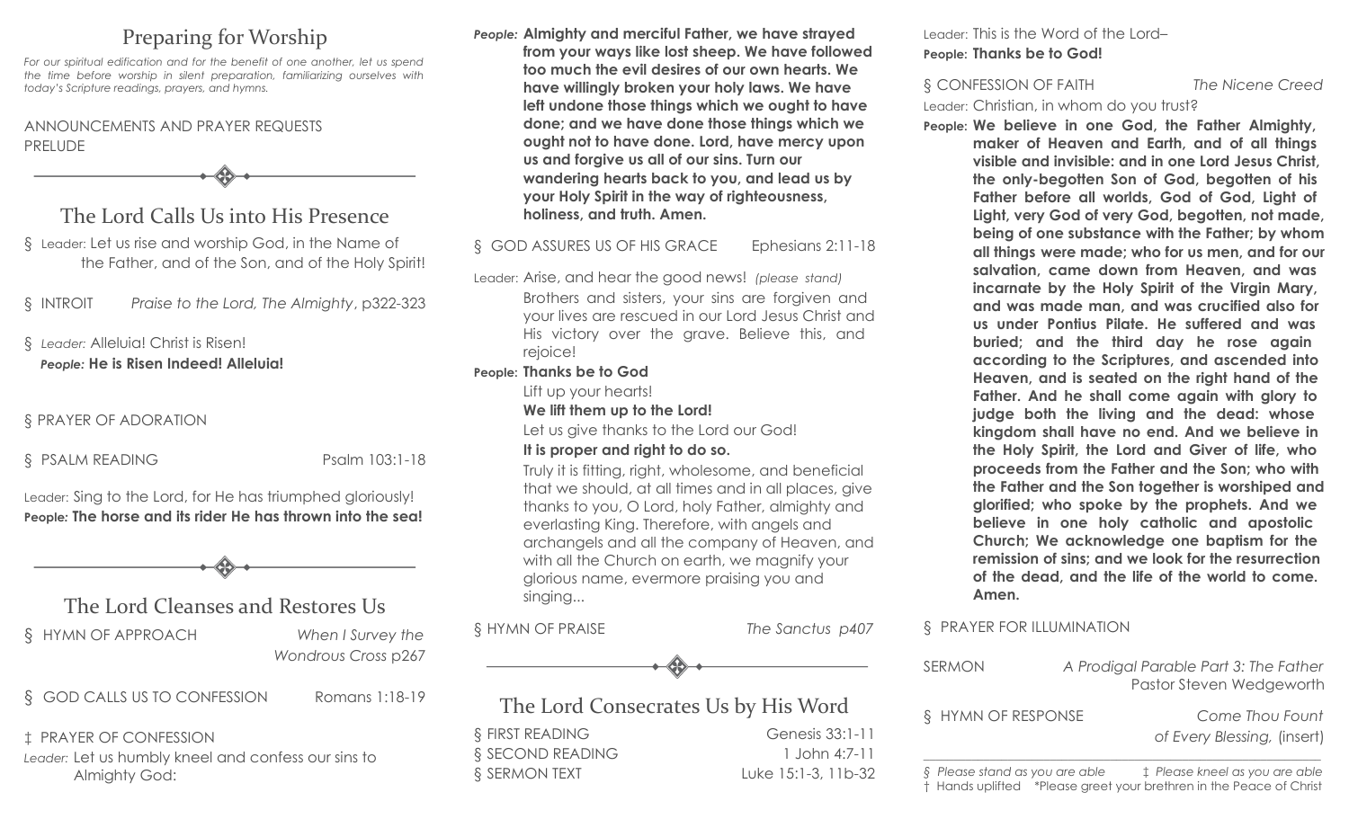## Preparing for Worship

*For our spiritual edification and for the benefit of one another, let us spend the time before worship in silent preparation, familiarizing ourselves with today's Scripture readings, prayers, and hymns.*

ANNOUNCEMENTS AND PRAYER REQUESTS
PRELUDE

## The Lord Calls Us into His Presence

§ Leader: Let us rise and worship God, in the Name of the Father, and of the Son, and of the Holy Spirit!

§ INTROIT *Praise to the Lord, The Almighty*, p322-323

§ *Leader:* Alleluia! Christ is Risen!
*People:* **He is Risen Indeed! Alleluia!**

§ PRAYER OF ADORATION

§ PSALM READING Psalm 103:1-18

Leader: Sing to the Lord, for He has triumphed gloriously!
**People: The horse and its rider He has thrown into the sea!**

## The Lord Cleanses and Restores Us

§ HYMN OF APPROACH *When I Survey the Wondrous Cross* p267

§ GOD CALLS US TO CONFESSION Romans 1:18-19

‡ PRAYER OF CONFESSION

*Leader:* Let us humbly kneel and confess our sins to Almighty God:

*People:* **Almighty and merciful Father, we have strayed from your ways like lost sheep. We have followed too much the evil desires of our own hearts. We have willingly broken your holy laws. We have left undone those things which we ought to have done; and we have done those things which we ought not to have done. Lord, have mercy upon us and forgive us all of our sins. Turn our wandering hearts back to you, and lead us by your Holy Spirit in the way of righteousness, holiness, and truth. Amen.**

§ GOD ASSURES US OF HIS GRACE Ephesians 2:11-18

Leader: Arise, and hear the good news! *(please stand)*
Brothers and sisters, your sins are forgiven and your lives are rescued in our Lord Jesus Christ and His victory over the grave. Believe this, and rejoice!

**People: Thanks be to God**

Lift up your hearts!
**We lift them up to the Lord!**
Let us give thanks to the Lord our God!
**It is proper and right to do so.**
Truly it is fitting, right, wholesome, and beneficial that we should, at all times and in all places, give thanks to you, O Lord, holy Father, almighty and everlasting King. Therefore, with angels and archangels and all the company of Heaven, and with all the Church on earth, we magnify your glorious name, evermore praising you and singing...

§ HYMN OF PRAISE *The Sanctus p407*

## The Lord Consecrates Us by His Word

§ FIRST READING Genesis 33:1-11
§ SECOND READING 1 John 4:7-11
§ SERMON TEXT Luke 15:1-3, 11b-32

Leader: This is the Word of the Lord–
**People: Thanks be to God!**

§ CONFESSION OF FAITH *The Nicene Creed*

Leader: Christian, in whom do you trust?

**People: We believe in one God, the Father Almighty, maker of Heaven and Earth, and of all things visible and invisible: and in one Lord Jesus Christ, the only-begotten Son of God, begotten of his Father before all worlds, God of God, Light of Light, very God of very God, begotten, not made, being of one substance with the Father; by whom all things were made; who for us men, and for our salvation, came down from Heaven, and was incarnate by the Holy Spirit of the Virgin Mary, and was made man, and was crucified also for us under Pontius Pilate. He suffered and was buried; and the third day he rose again according to the Scriptures, and ascended into Heaven, and is seated on the right hand of the Father. And he shall come again with glory to judge both the living and the dead: whose kingdom shall have no end. And we believe in the Holy Spirit, the Lord and Giver of life, who proceeds from the Father and the Son; who with the Father and the Son together is worshiped and glorified; who spoke by the prophets. And we believe in one holy catholic and apostolic Church; We acknowledge one baptism for the remission of sins; and we look for the resurrection of the dead, and the life of the world to come. Amen.**

§ PRAYER FOR ILLUMINATION

SERMON *A Prodigal Parable Part 3: The Father*
Pastor Steven Wedgeworth

§ HYMN OF RESPONSE *Come Thou Fount of Every Blessing,* (insert)

---

*§ Please stand as you are able* *‡ Please kneel as you are able*
† Hands uplifted *Please greet your brethren in the Peace of Christ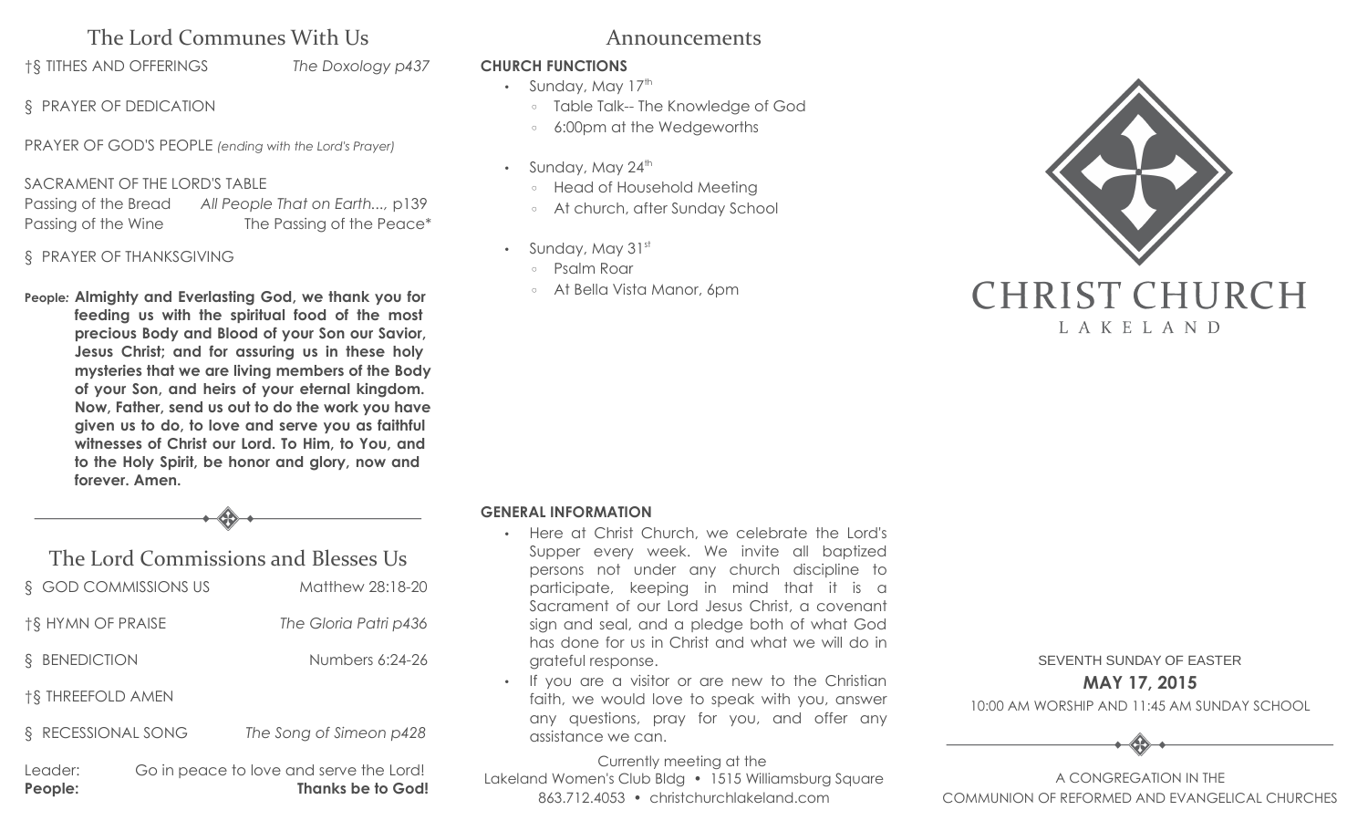## The Lord Communes With Us

†§ TITHES AND OFFERINGS *The Doxology p437*

§ PRAYER OF DEDICATION

PRAYER OF GOD'S PEOPLE *(ending with the Lord's Prayer)*

SACRAMENT OF THE LORD'S TABLE
Passing of the Bread *All People That on Earth...,* p139
Passing of the Wine The Passing of the Peace*

§ PRAYER OF THANKSGIVING

People: **Almighty and Everlasting God, we thank you for feeding us with the spiritual food of the most precious Body and Blood of your Son our Savior, Jesus Christ; and for assuring us in these holy mysteries that we are living members of the Body of your Son, and heirs of your eternal kingdom. Now, Father, send us out to do the work you have given us to do, to love and serve you as faithful witnesses of Christ our Lord. To Him, to You, and to the Holy Spirit, be honor and glory, now and forever. Amen.**

## The Lord Commissions and Blesses Us

§ GOD COMMISSIONS US Matthew 28:18-20

†§ HYMN OF PRAISE *The Gloria Patri p436*

§ BENEDICTION Numbers 6:24-26

†§ THREEFOLD AMEN

§ RECESSIONAL SONG *The Song of Simeon p428*

Leader: Go in peace to love and serve the Lord!
**People: Thanks be to God!**

## Announcements

**CHURCH FUNCTIONS**

- Sunday, May 17th
  - Table Talk-- The Knowledge of God
  - 6:00pm at the Wedgeworths
- Sunday, May 24th
  - Head of Household Meeting
  - At church, after Sunday School
- Sunday, May 31st
  - Psalm Roar
  - At Bella Vista Manor, 6pm

**GENERAL INFORMATION**

- Here at Christ Church, we celebrate the Lord's Supper every week. We invite all baptized persons not under any church discipline to participate, keeping in mind that it is a Sacrament of our Lord Jesus Christ, a covenant sign and seal, and a pledge both of what God has done for us in Christ and what we will do in grateful response.
- If you are a visitor or are new to the Christian faith, we would love to speak with you, answer any questions, pray for you, and offer any assistance we can.

Currently meeting at the
Lakeland Women's Club Bldg • 1515 Williamsburg Square
863.712.4053 • christchurchlakeland.com

# CHRIST CHURCH
LAKELAND

SEVENTH SUNDAY OF EASTER

**MAY 17, 2015**

10:00 AM WORSHIP AND 11:45 AM SUNDAY SCHOOL

A CONGREGATION IN THE
COMMUNION OF REFORMED AND EVANGELICAL CHURCHES